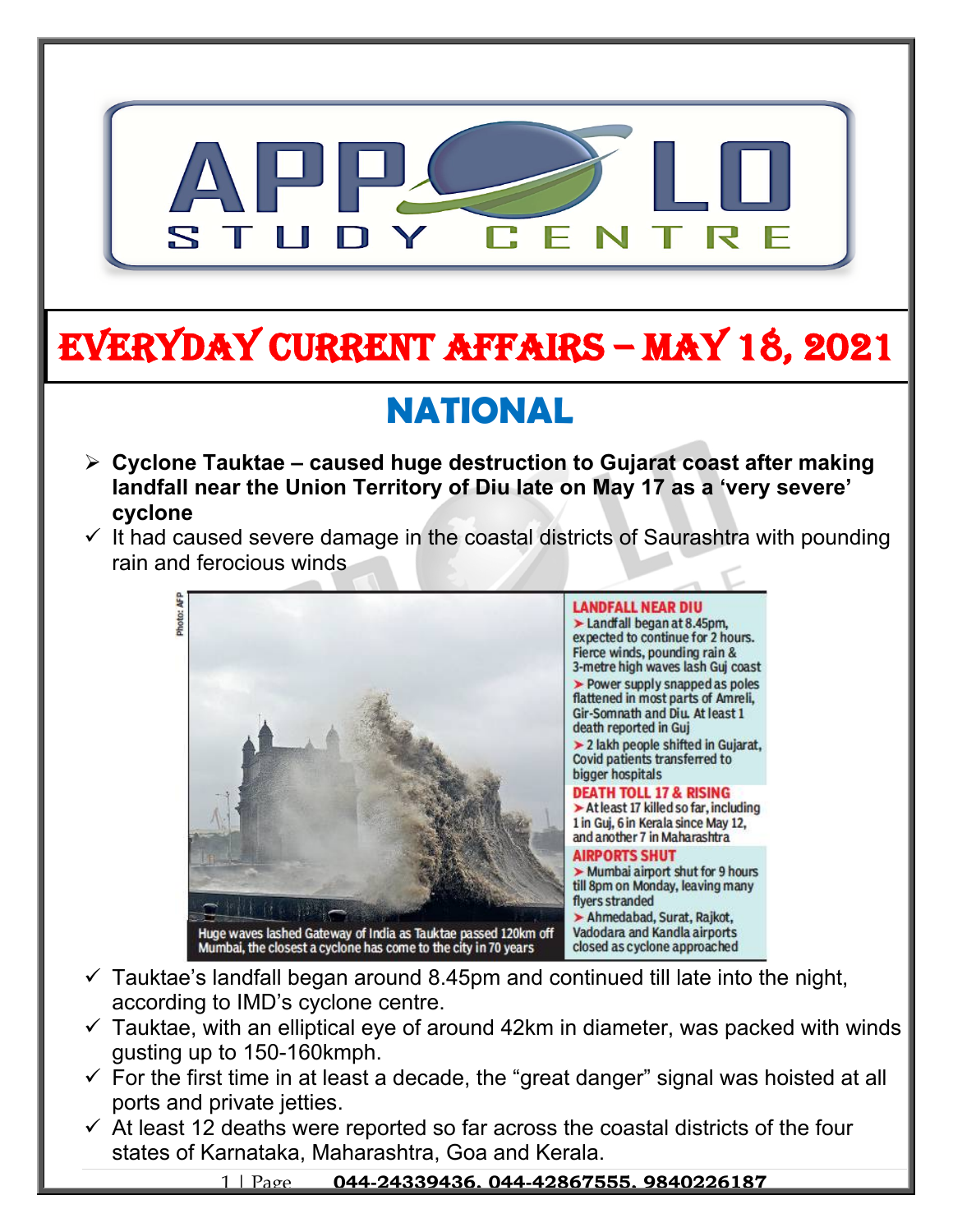# EVERYDAY CURRENT AFFAIRS – MAY 18, 2021

## NATIONAL

- **Cyclone Tauktae – caused huge destruction to Gujarat coast after making landfall near the Union Territory of Diu late on May 17 as a 'very severe' cyclone**
  - ✓ It had caused severe damage in the coastal districts of Saurashtra with pounding rain and ferocious winds

Huge waves lashed Gateway of India as Tauktae passed 120km off Mumbai, the closest a cyclone has come to the city in 70 years

**LANDFALL NEAR DIU**

- Landfall began at 8.45pm, expected to continue for 2 hours. Fierce winds, pounding rain & 3-metre high waves lash Guj coast
- Power supply snapped as poles flattened in most parts of Amreli, Gir-Somnath and Diu. At least 1 death reported in Guj
- 2 lakh people shifted in Gujarat, Covid patients transferred to bigger hospitals

**DEATH TOLL 17 & RISING**

- At least 17 killed so far, including 1 in Guj, 6 in Kerala since May 12, and another 7 in Maharashtra

**AIRPORTS SHUT**

- Mumbai airport shut for 9 hours till 8pm on Monday, leaving many flyers stranded
- Ahmedabad, Surat, Rajkot, Vadodara and Kandla airports closed as cyclone approached

- ✓ Tauktae's landfall began around 8.45pm and continued till late into the night, according to IMD's cyclone centre.
- ✓ Tauktae, with an elliptical eye of around 42km in diameter, was packed with winds gusting up to 150-160kmph.
- ✓ For the first time in at least a decade, the "great danger" signal was hoisted at all ports and private jetties.
- ✓ At least 12 deaths were reported so far across the coastal districts of the four states of Karnataka, Maharashtra, Goa and Kerala.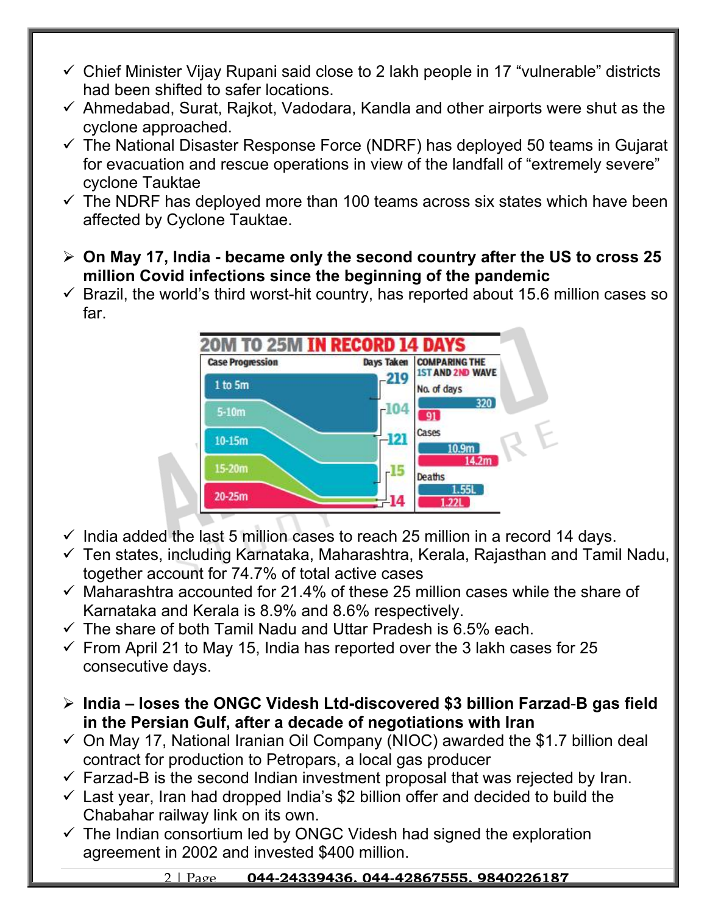- ✓ Chief Minister Vijay Rupani said close to 2 lakh people in 17 "vulnerable" districts had been shifted to safer locations.
- ✓ Ahmedabad, Surat, Rajkot, Vadodara, Kandla and other airports were shut as the cyclone approached.
- ✓ The National Disaster Response Force (NDRF) has deployed 50 teams in Gujarat for evacuation and rescue operations in view of the landfall of "extremely severe" cyclone Tauktae
- ✓ The NDRF has deployed more than 100 teams across six states which have been affected by Cyclone Tauktae.

➢ **On May 17, India - became only the second country after the US to cross 25 million Covid infections since the beginning of the pandemic**

- ✓ Brazil, the world's third worst-hit country, has reported about 15.6 million cases so far.

**20M TO 25M IN RECORD 14 DAYS**

| Case Progression | Days Taken |
|---|---|
| 1 to 5m | 219 |
| 5-10m | 104 |
| 10-15m | 121 |
| 15-20m | 15 |
| 20-25m | 14 |

**COMPARING THE 1ST AND 2ND WAVE**

| | 1st wave | 2nd wave |
|---|---|---|
| No. of days | 320 | 91 |
| Cases | 10.9m | 14.2m |
| Deaths | 1.55L | 1.22L |

- ✓ India added the last 5 million cases to reach 25 million in a record 14 days.
- ✓ Ten states, including Karnataka, Maharashtra, Kerala, Rajasthan and Tamil Nadu, together account for 74.7% of total active cases
- ✓ Maharashtra accounted for 21.4% of these 25 million cases while the share of Karnataka and Kerala is 8.9% and 8.6% respectively.
- ✓ The share of both Tamil Nadu and Uttar Pradesh is 6.5% each.
- ✓ From April 21 to May 15, India has reported over the 3 lakh cases for 25 consecutive days.

➢ **India – loses the ONGC Videsh Ltd-discovered $3 billion Farzad-B gas field in the Persian Gulf, after a decade of negotiations with Iran**

- ✓ On May 17, National Iranian Oil Company (NIOC) awarded the $1.7 billion deal contract for production to Petropars, a local gas producer
- ✓ Farzad-B is the second Indian investment proposal that was rejected by Iran.
- ✓ Last year, Iran had dropped India's $2 billion offer and decided to build the Chabahar railway link on its own.
- ✓ The Indian consortium led by ONGC Videsh had signed the exploration agreement in 2002 and invested $400 million.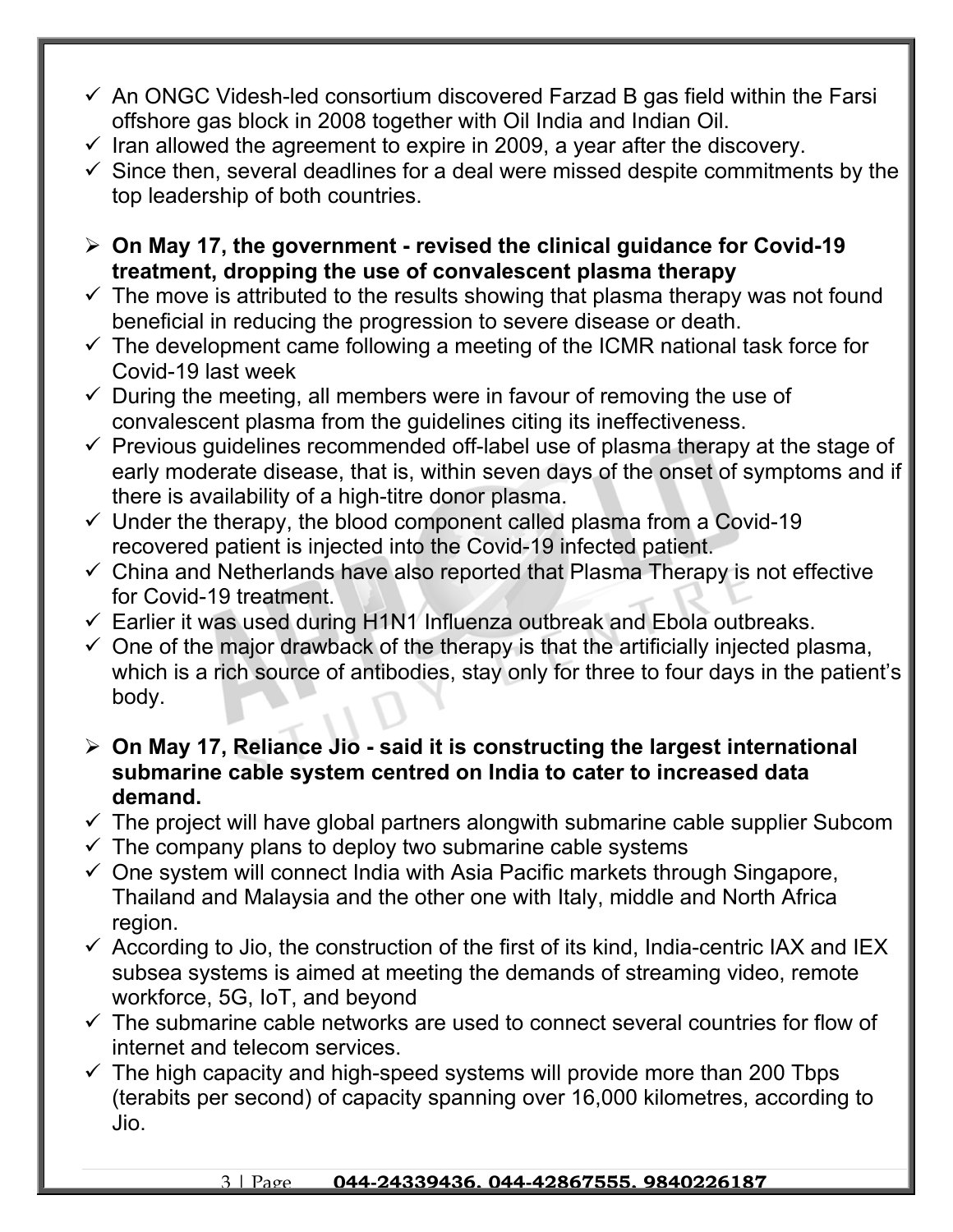- ✓ An ONGC Videsh-led consortium discovered Farzad B gas field within the Farsi offshore gas block in 2008 together with Oil India and Indian Oil.
- ✓ Iran allowed the agreement to expire in 2009, a year after the discovery.
- ✓ Since then, several deadlines for a deal were missed despite commitments by the top leadership of both countries.

- ➢ **On May 17, the government - revised the clinical guidance for Covid-19 treatment, dropping the use of convalescent plasma therapy**
- ✓ The move is attributed to the results showing that plasma therapy was not found beneficial in reducing the progression to severe disease or death.
- ✓ The development came following a meeting of the ICMR national task force for Covid-19 last week
- ✓ During the meeting, all members were in favour of removing the use of convalescent plasma from the guidelines citing its ineffectiveness.
- ✓ Previous guidelines recommended off-label use of plasma therapy at the stage of early moderate disease, that is, within seven days of the onset of symptoms and if there is availability of a high-titre donor plasma.
- ✓ Under the therapy, the blood component called plasma from a Covid-19 recovered patient is injected into the Covid-19 infected patient.
- ✓ China and Netherlands have also reported that Plasma Therapy is not effective for Covid-19 treatment.
- ✓ Earlier it was used during H1N1 Influenza outbreak and Ebola outbreaks.
- ✓ One of the major drawback of the therapy is that the artificially injected plasma, which is a rich source of antibodies, stay only for three to four days in the patient's body.

- ➢ **On May 17, Reliance Jio - said it is constructing the largest international submarine cable system centred on India to cater to increased data demand.**
- ✓ The project will have global partners alongwith submarine cable supplier Subcom
- ✓ The company plans to deploy two submarine cable systems
- ✓ One system will connect India with Asia Pacific markets through Singapore, Thailand and Malaysia and the other one with Italy, middle and North Africa region.
- ✓ According to Jio, the construction of the first of its kind, India-centric IAX and IEX subsea systems is aimed at meeting the demands of streaming video, remote workforce, 5G, IoT, and beyond
- ✓ The submarine cable networks are used to connect several countries for flow of internet and telecom services.
- ✓ The high capacity and high-speed systems will provide more than 200 Tbps (terabits per second) of capacity spanning over 16,000 kilometres, according to Jio.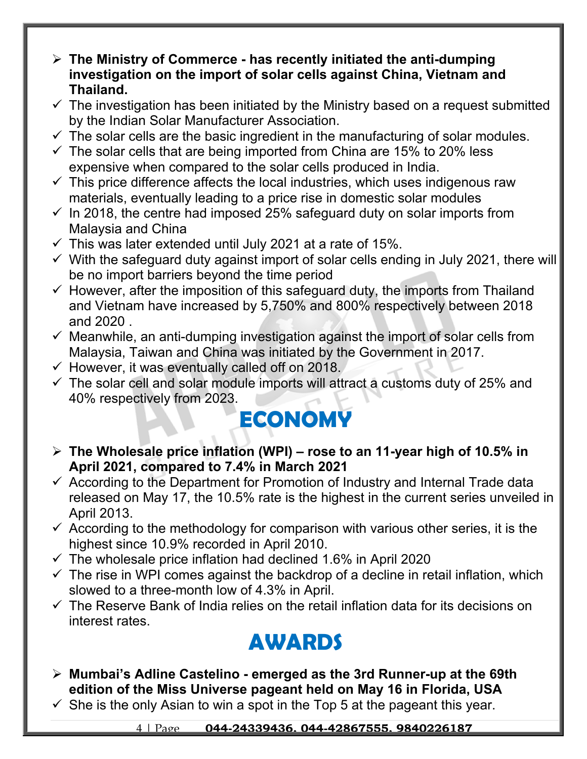- **The Ministry of Commerce - has recently initiated the anti-dumping investigation on the import of solar cells against China, Vietnam and Thailand.**
- ✓ The investigation has been initiated by the Ministry based on a request submitted by the Indian Solar Manufacturer Association.
- ✓ The solar cells are the basic ingredient in the manufacturing of solar modules.
- ✓ The solar cells that are being imported from China are 15% to 20% less expensive when compared to the solar cells produced in India.
- ✓ This price difference affects the local industries, which uses indigenous raw materials, eventually leading to a price rise in domestic solar modules
- ✓ In 2018, the centre had imposed 25% safeguard duty on solar imports from Malaysia and China
- ✓ This was later extended until July 2021 at a rate of 15%.
- ✓ With the safeguard duty against import of solar cells ending in July 2021, there will be no import barriers beyond the time period
- ✓ However, after the imposition of this safeguard duty, the imports from Thailand and Vietnam have increased by 5,750% and 800% respectively between 2018 and 2020 .
- ✓ Meanwhile, an anti-dumping investigation against the import of solar cells from Malaysia, Taiwan and China was initiated by the Government in 2017.
- ✓ However, it was eventually called off on 2018.
- ✓ The solar cell and solar module imports will attract a customs duty of 25% and 40% respectively from 2023.

# ECONOMY

- **The Wholesale price inflation (WPI) – rose to an 11-year high of 10.5% in April 2021, compared to 7.4% in March 2021**
- ✓ According to the Department for Promotion of Industry and Internal Trade data released on May 17, the 10.5% rate is the highest in the current series unveiled in April 2013.
- ✓ According to the methodology for comparison with various other series, it is the highest since 10.9% recorded in April 2010.
- ✓ The wholesale price inflation had declined 1.6% in April 2020
- ✓ The rise in WPI comes against the backdrop of a decline in retail inflation, which slowed to a three-month low of 4.3% in April.
- ✓ The Reserve Bank of India relies on the retail inflation data for its decisions on interest rates.

# AWARDS

- **Mumbai's Adline Castelino - emerged as the 3rd Runner-up at the 69th edition of the Miss Universe pageant held on May 16 in Florida, USA**
- ✓ She is the only Asian to win a spot in the Top 5 at the pageant this year.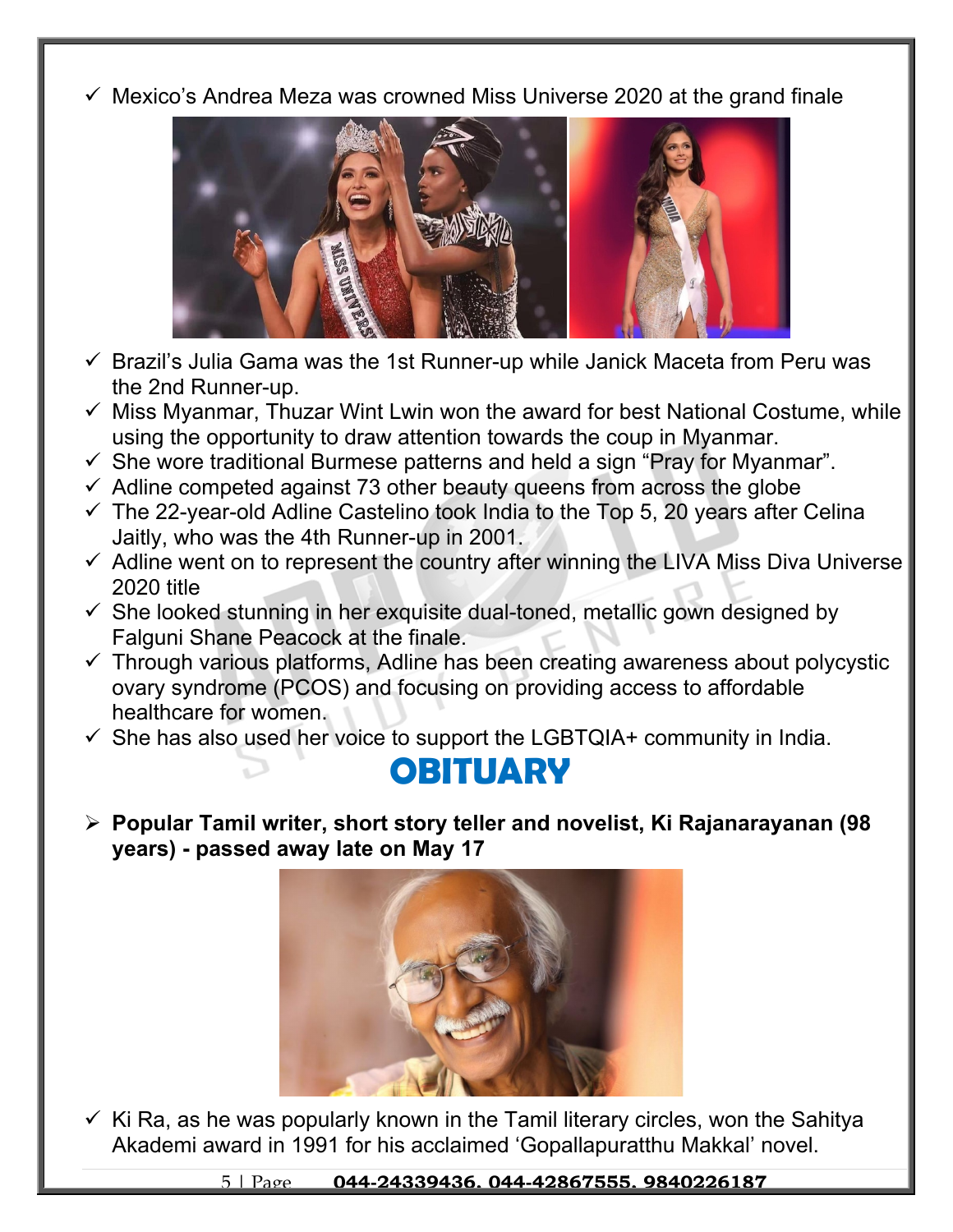- Mexico's Andrea Meza was crowned Miss Universe 2020 at the grand finale
- Brazil's Julia Gama was the 1st Runner-up while Janick Maceta from Peru was the 2nd Runner-up.
- Miss Myanmar, Thuzar Wint Lwin won the award for best National Costume, while using the opportunity to draw attention towards the coup in Myanmar.
- She wore traditional Burmese patterns and held a sign "Pray for Myanmar".
- Adline competed against 73 other beauty queens from across the globe
- The 22-year-old Adline Castelino took India to the Top 5, 20 years after Celina Jaitly, who was the 4th Runner-up in 2001.
- Adline went on to represent the country after winning the LIVA Miss Diva Universe 2020 title
- She looked stunning in her exquisite dual-toned, metallic gown designed by Falguni Shane Peacock at the finale.
- Through various platforms, Adline has been creating awareness about polycystic ovary syndrome (PCOS) and focusing on providing access to affordable healthcare for women.
- She has also used her voice to support the LGBTQIA+ community in India.

# OBITUARY

- **Popular Tamil writer, short story teller and novelist, Ki Rajanarayanan (98 years) - passed away late on May 17**

- Ki Ra, as he was popularly known in the Tamil literary circles, won the Sahitya Akademi award in 1991 for his acclaimed 'Gopallapuratthu Makkal' novel.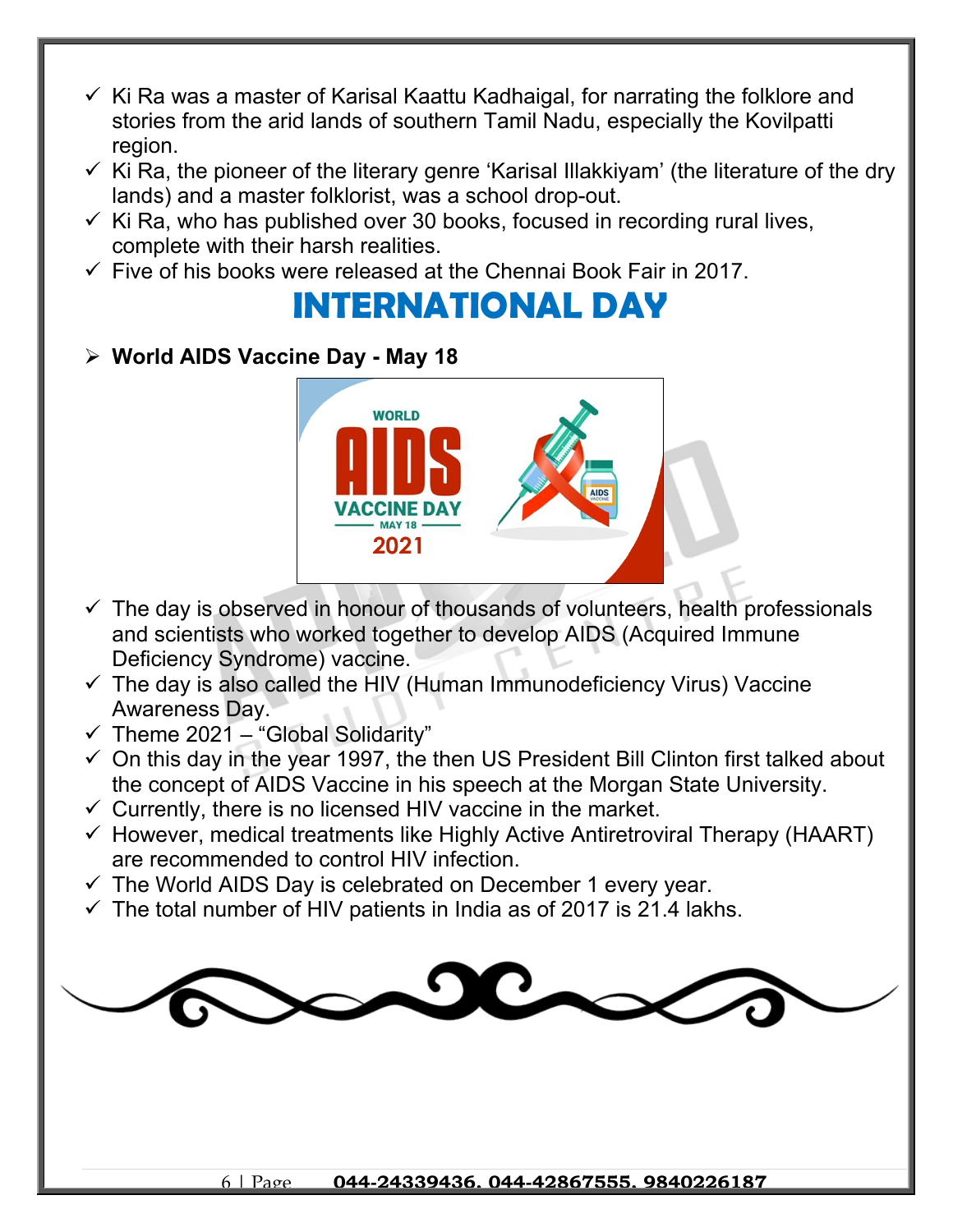- ✓ Ki Ra was a master of Karisal Kaattu Kadhaigal, for narrating the folklore and stories from the arid lands of southern Tamil Nadu, especially the Kovilpatti region.
- ✓ Ki Ra, the pioneer of the literary genre 'Karisal Illakkiyam' (the literature of the dry lands) and a master folklorist, was a school drop-out.
- ✓ Ki Ra, who has published over 30 books, focused in recording rural lives, complete with their harsh realities.
- ✓ Five of his books were released at the Chennai Book Fair in 2017.

# INTERNATIONAL DAY

- **World AIDS Vaccine Day - May 18**

- ✓ The day is observed in honour of thousands of volunteers, health professionals and scientists who worked together to develop AIDS (Acquired Immune Deficiency Syndrome) vaccine.
- ✓ The day is also called the HIV (Human Immunodeficiency Virus) Vaccine Awareness Day.
- ✓ Theme 2021 – "Global Solidarity"
- ✓ On this day in the year 1997, the then US President Bill Clinton first talked about the concept of AIDS Vaccine in his speech at the Morgan State University.
- ✓ Currently, there is no licensed HIV vaccine in the market.
- ✓ However, medical treatments like Highly Active Antiretroviral Therapy (HAART) are recommended to control HIV infection.
- ✓ The World AIDS Day is celebrated on December 1 every year.
- ✓ The total number of HIV patients in India as of 2017 is 21.4 lakhs.